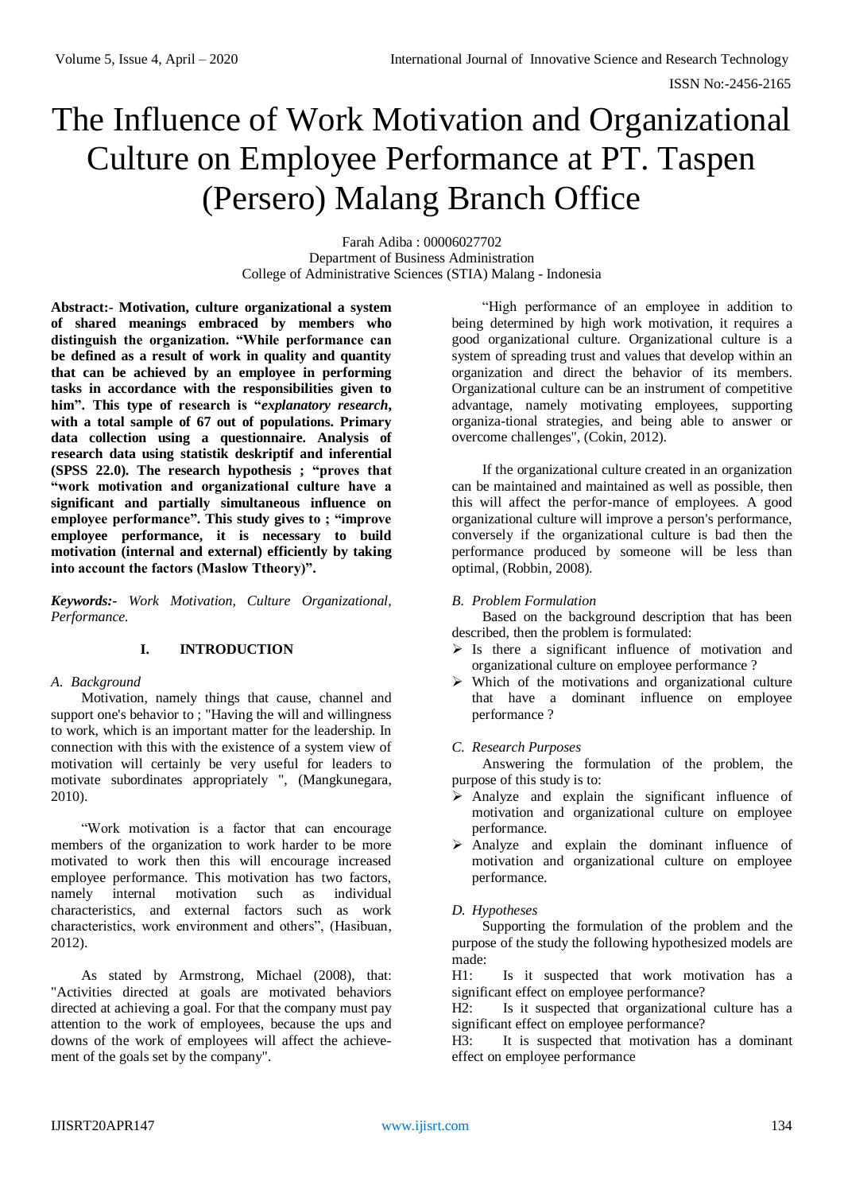# The Influence of Work Motivation and Organizational Culture on Employee Performance at PT. Taspen (Persero) Malang Branch Office

Farah Adiba : 00006027702
Department of Business Administration
College of Administrative Sciences (STIA) Malang - Indonesia

**Abstract:- Motivation, culture organizational a system of shared meanings embraced by members who distinguish the organization. "While performance can be defined as a result of work in quality and quantity that can be achieved by an employee in performing tasks in accordance with the responsibilities given to him". This type of research is "*explanatory research*, with a total sample of 67 out of populations. Primary data collection using a questionnaire. Analysis of research data using statistik deskriptif and inferential (SPSS 22.0). The research hypothesis ; "proves that "work motivation and organizational culture have a significant and partially simultaneous influence on employee performance". This study gives to ; "improve employee performance, it is necessary to build motivation (internal and external) efficiently by taking into account the factors (Maslow Ttheory)".**

***Keywords:-*** *Work Motivation, Culture Organizational, Performance.*

## I. INTRODUCTION

### *A. Background*

Motivation, namely things that cause, channel and support one's behavior to ; "Having the will and willingness to work, which is an important matter for the leadership. In connection with this with the existence of a system view of motivation will certainly be very useful for leaders to motivate subordinates appropriately ", (Mangkunegara, 2010).

"Work motivation is a factor that can encourage members of the organization to work harder to be more motivated to work then this will encourage increased employee performance. This motivation has two factors, namely internal motivation such as individual characteristics, and external factors such as work characteristics, work environment and others", (Hasibuan, 2012).

As stated by Armstrong, Michael (2008), that: "Activities directed at goals are motivated behaviors directed at achieving a goal. For that the company must pay attention to the work of employees, because the ups and downs of the work of employees will affect the achieve-ment of the goals set by the company".

"High performance of an employee in addition to being determined by high work motivation, it requires a good organizational culture. Organizational culture is a system of spreading trust and values that develop within an organization and direct the behavior of its members. Organizational culture can be an instrument of competitive advantage, namely motivating employees, supporting organiza-tional strategies, and being able to answer or overcome challenges", (Cokin, 2012).

If the organizational culture created in an organization can be maintained and maintained as well as possible, then this will affect the perfor-mance of employees. A good organizational culture will improve a person's performance, conversely if the organizational culture is bad then the performance produced by someone will be less than optimal, (Robbin, 2008).

### *B. Problem Formulation*

Based on the background description that has been described, then the problem is formulated:

- Is there a significant influence of motivation and organizational culture on employee performance ?
- Which of the motivations and organizational culture that have a dominant influence on employee performance ?

### *C. Research Purposes*

Answering the formulation of the problem, the purpose of this study is to:

- Analyze and explain the significant influence of motivation and organizational culture on employee performance.
- Analyze and explain the dominant influence of motivation and organizational culture on employee performance.

### *D. Hypotheses*

Supporting the formulation of the problem and the purpose of the study the following hypothesized models are made:

H1: Is it suspected that work motivation has a significant effect on employee performance?

H2: Is it suspected that organizational culture has a significant effect on employee performance?

H3: It is suspected that motivation has a dominant effect on employee performance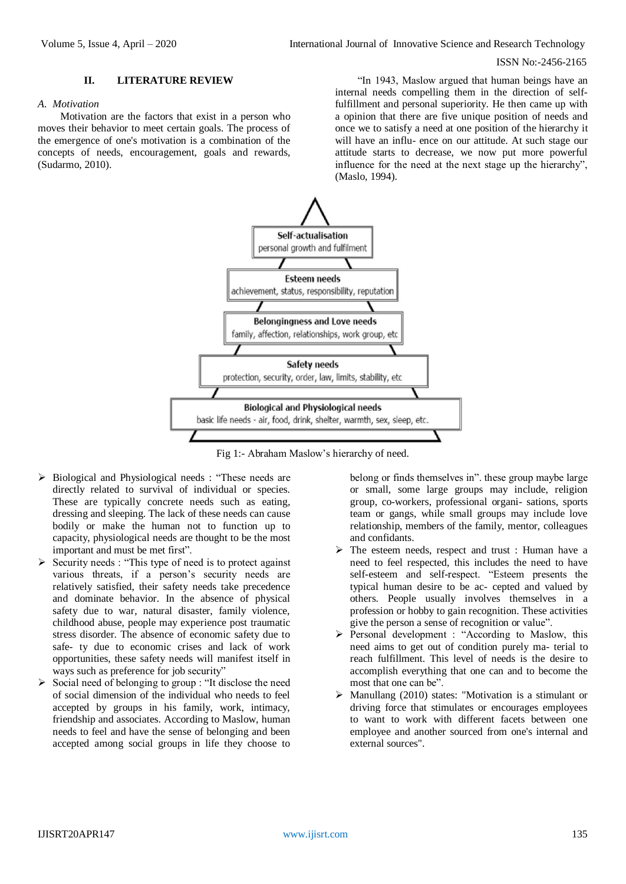## II. LITERATURE REVIEW

### *A. Motivation*

Motivation are the factors that exist in a person who moves their behavior to meet certain goals. The process of the emergence of one's motivation is a combination of the concepts of needs, encouragement, goals and rewards, (Sudarmo, 2010).

"In 1943, Maslow argued that human beings have an internal needs compelling them in the direction of self-fulfillment and personal superiority. He then came up with a opinion that there are five unique position of needs and once we to satisfy a need at one position of the hierarchy it will have an influ- ence on our attitude. At such stage our attitude starts to decrease, we now put more powerful influence for the need at the next stage up the hierarchy", (Maslo, 1994).

Self-actualisation
personal growth and fulfilment

Esteem needs
achievement, status, responsibility, reputation

Belongingness and Love needs
family, affection, relationships, work group, etc

Safety needs
protection, security, order, law, limits, stability, etc

Biological and Physiological needs
basic life needs - air, food, drink, shelter, warmth, sex, sleep, etc.

Fig 1:- Abraham Maslow's hierarchy of need.

- Biological and Physiological needs : "These needs are directly related to survival of individual or species. These are typically concrete needs such as eating, dressing and sleeping. The lack of these needs can cause bodily or make the human not to function up to capacity, physiological needs are thought to be the most important and must be met first".
- Security needs : "This type of need is to protect against various threats, if a person's security needs are relatively satisfied, their safety needs take precedence and dominate behavior. In the absence of physical safety due to war, natural disaster, family violence, childhood abuse, people may experience post traumatic stress disorder. The absence of economic safety due to safe- ty due to economic crises and lack of work opportunities, these safety needs will manifest itself in ways such as preference for job security"
- Social need of belonging to group : "It disclose the need of social dimension of the individual who needs to feel accepted by groups in his family, work, intimacy, friendship and associates. According to Maslow, human needs to feel and have the sense of belonging and been accepted among social groups in life they choose to belong or finds themselves in". these group maybe large or small, some large groups may include, religion group, co-workers, professional organi- sations, sports team or gangs, while small groups may include love relationship, members of the family, mentor, colleagues and confidants.
- The esteem needs, respect and trust : Human have a need to feel respected, this includes the need to have self-esteem and self-respect. "Esteem presents the typical human desire to be ac- cepted and valued by others. People usually involves themselves in a profession or hobby to gain recognition. These activities give the person a sense of recognition or value".
- Personal development : "According to Maslow, this need aims to get out of condition purely ma- terial to reach fulfillment. This level of needs is the desire to accomplish everything that one can and to become the most that one can be".
- Manullang (2010) states: "Motivation is a stimulant or driving force that stimulates or encourages employees to want to work with different facets between one employee and another sourced from one's internal and external sources".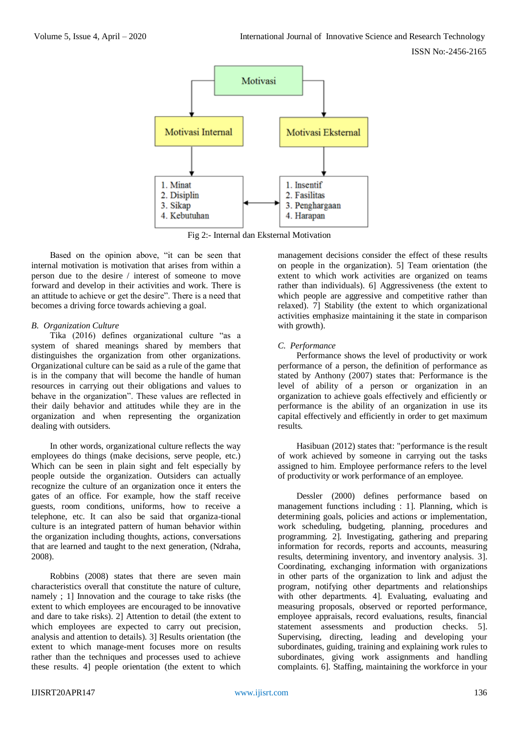Motivasi

Motivasi Internal | Motivasi Eksternal

1. Minat
2. Disiplin
3. Sikap
4. Kebutuhan

1. Insentif
2. Fasilitas
3. Penghargaan
4. Harapan

Fig 2:- Internal dan Eksternal Motivation

Based on the opinion above, "it can be seen that internal motivation is motivation that arises from within a person due to the desire / interest of someone to move forward and develop in their activities and work. There is an attitude to achieve or get the desire". There is a need that becomes a driving force towards achieving a goal.

### *B. Organization Culture*

Tika (2016) defines organizational culture "as a system of shared meanings shared by members that distinguishes the organization from other organizations. Organizational culture can be said as a rule of the game that is in the company that will become the handle of human resources in carrying out their obligations and values to behave in the organization". These values are reflected in their daily behavior and attitudes while they are in the organization and when representing the organization dealing with outsiders.

In other words, organizational culture reflects the way employees do things (make decisions, serve people, etc.) Which can be seen in plain sight and felt especially by people outside the organization. Outsiders can actually recognize the culture of an organization once it enters the gates of an office. For example, how the staff receive guests, room conditions, uniforms, how to receive a telephone, etc. It can also be said that organiza-tional culture is an integrated pattern of human behavior within the organization including thoughts, actions, conversations that are learned and taught to the next generation, (Ndraha, 2008).

Robbins (2008) states that there are seven main characteristics overall that constitute the nature of culture, namely ; 1] Innovation and the courage to take risks (the extent to which employees are encouraged to be innovative and dare to take risks). 2] Attention to detail (the extent to which employees are expected to carry out precision, analysis and attention to details). 3] Results orientation (the extent to which manage-ment focuses more on results rather than the techniques and processes used to achieve these results. 4] people orientation (the extent to which management decisions consider the effect of these results on people in the organization). 5] Team orientation (the extent to which work activities are organized on teams rather than individuals). 6] Aggressiveness (the extent to which people are aggressive and competitive rather than relaxed). 7] Stability (the extent to which organizational activities emphasize maintaining it the state in comparison with growth).

### *C. Performance*

Performance shows the level of productivity or work performance of a person, the definition of performance as stated by Anthony (2007) states that: Performance is the level of ability of a person or organization in an organization to achieve goals effectively and efficiently or performance is the ability of an organization in use its capital effectively and efficiently in order to get maximum results.

Hasibuan (2012) states that: "performance is the result of work achieved by someone in carrying out the tasks assigned to him. Employee performance refers to the level of productivity or work performance of an employee.

Dessler (2000) defines performance based on management functions including : 1]. Planning, which is determining goals, policies and actions or implementation, work scheduling, budgeting, planning, procedures and programming. 2]. Investigating, gathering and preparing information for records, reports and accounts, measuring results, determining inventory, and inventory analysis. 3]. Coordinating, exchanging information with organizations in other parts of the organization to link and adjust the program, notifying other departments and relationships with other departments. 4]. Evaluating, evaluating and measuring proposals, observed or reported performance, employee appraisals, record evaluations, results, financial statement assessments and production checks. 5]. Supervising, directing, leading and developing your subordinates, guiding, training and explaining work rules to subordinates, giving work assignments and handling complaints. 6]. Staffing, maintaining the workforce in your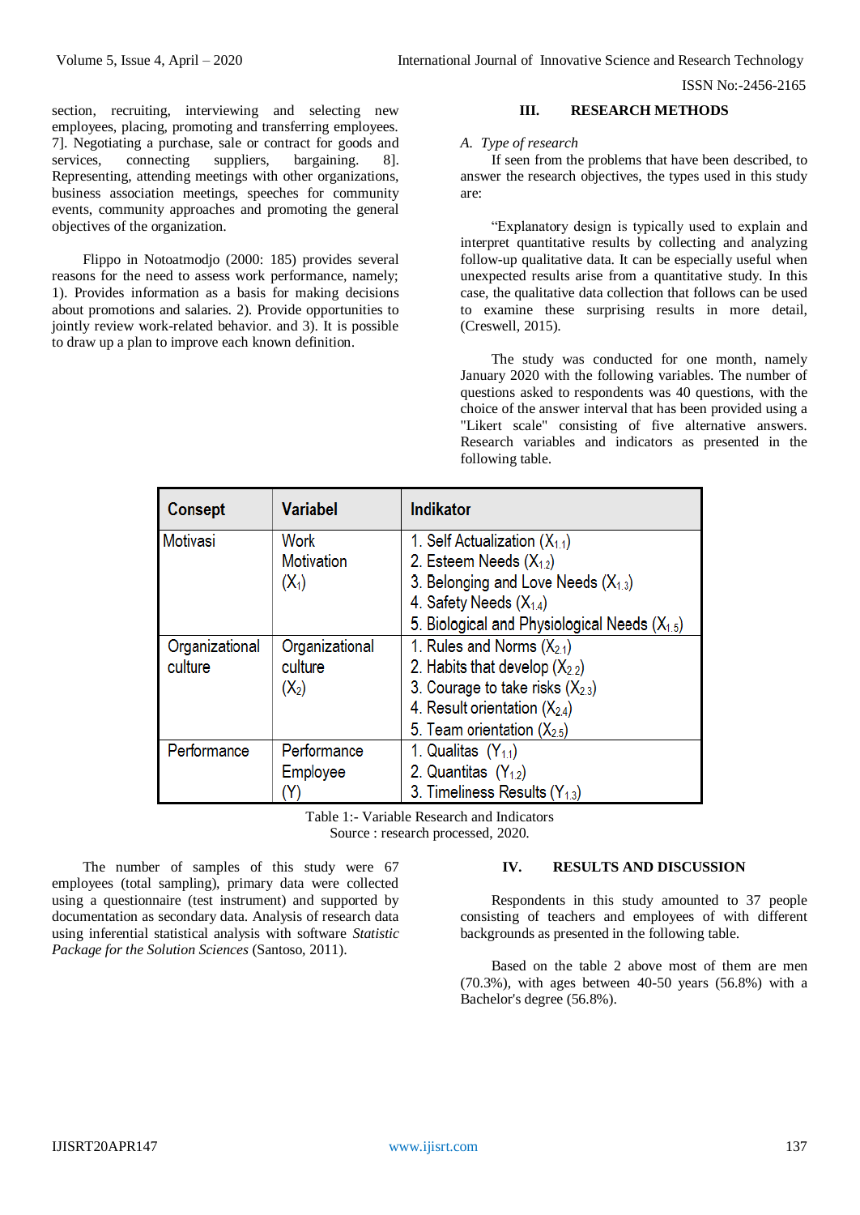section, recruiting, interviewing and selecting new employees, placing, promoting and transferring employees. 7]. Negotiating a purchase, sale or contract for goods and services, connecting suppliers, bargaining. 8]. Representing, attending meetings with other organizations, business association meetings, speeches for community events, community approaches and promoting the general objectives of the organization.

Flippo in Notoatmodjo (2000: 185) provides several reasons for the need to assess work performance, namely; 1). Provides information as a basis for making decisions about promotions and salaries. 2). Provide opportunities to jointly review work-related behavior. and 3). It is possible to draw up a plan to improve each known definition.

## III. RESEARCH METHODS

### *A. Type of research*

If seen from the problems that have been described, to answer the research objectives, the types used in this study are:

"Explanatory design is typically used to explain and interpret quantitative results by collecting and analyzing follow-up qualitative data. It can be especially useful when unexpected results arise from a quantitative study. In this case, the qualitative data collection that follows can be used to examine these surprising results in more detail, (Creswell, 2015).

The study was conducted for one month, namely January 2020 with the following variables. The number of questions asked to respondents was 40 questions, with the choice of the answer interval that has been provided using a "Likert scale" consisting of five alternative answers. Research variables and indicators as presented in the following table.

| Consept | Variabel | Indikator |
|---|---|---|
| Motivasi | Work Motivation ($X_1$) | 1. Self Actualization ($X_{1.1}$)<br>2. Esteem Needs ($X_{1.2}$)<br>3. Belonging and Love Needs ($X_{1.3}$)<br>4. Safety Needs ($X_{1.4}$)<br>5. Biological and Physiological Needs ($X_{1.5}$) |
| Organizational culture | Organizational culture ($X_2$) | 1. Rules and Norms ($X_{2.1}$)<br>2. Habits that develop ($X_{2.2}$)<br>3. Courage to take risks ($X_{2.3}$)<br>4. Result orientation ($X_{2.4}$)<br>5. Team orientation ($X_{2.5}$) |
| Performance | Performance Employee (Y) | 1. Qualitas ($Y_{1.1}$)<br>2. Quantitas ($Y_{1.2}$)<br>3. Timeliness Results ($Y_{1.3}$) |

Table 1:- Variable Research and Indicators
Source : research processed, 2020.

The number of samples of this study were 67 employees (total sampling), primary data were collected using a questionnaire (test instrument) and supported by documentation as secondary data. Analysis of research data using inferential statistical analysis with software *Statistic Package for the Solution Sciences* (Santoso, 2011).

## IV. RESULTS AND DISCUSSION

Respondents in this study amounted to 37 people consisting of teachers and employees of with different backgrounds as presented in the following table.

Based on the table 2 above most of them are men (70.3%), with ages between 40-50 years (56.8%) with a Bachelor's degree (56.8%).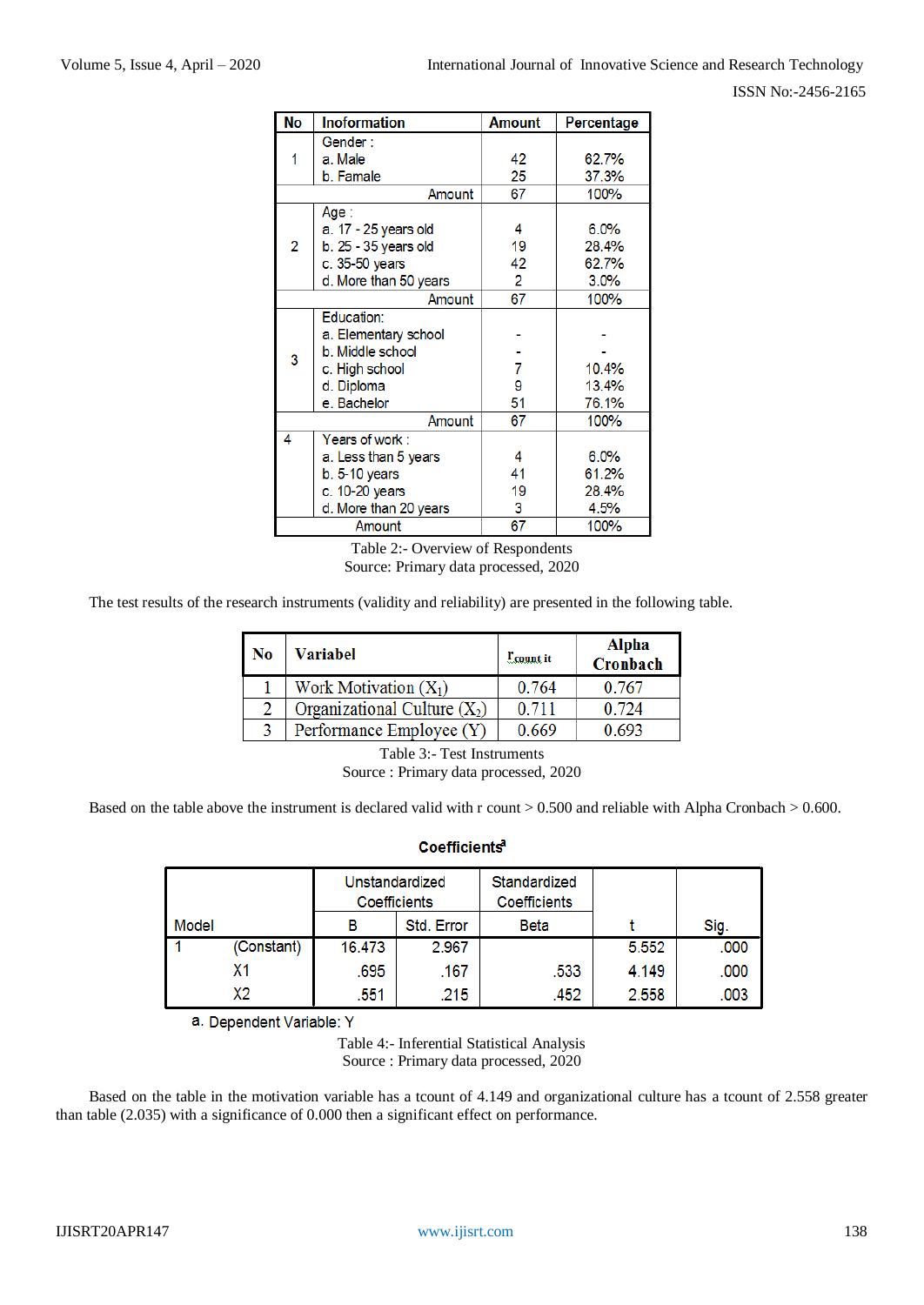| No | Inoformation | Amount | Percentage |
|---|---|---|---|
| 1 | Gender :<br>a. Male<br>b. Famale | <br>42<br>25 | <br>62.7%<br>37.3% |
| | Amount | 67 | 100% |
| 2 | Age :<br>a. 17 - 25 years old<br>b. 25 - 35 years old<br>c. 35-50 years<br>d. More than 50 years | <br>4<br>19<br>42<br>2 | <br>6.0%<br>28.4%<br>62.7%<br>3.0% |
| | Amount | 67 | 100% |
| 3 | Education:<br>a. Elementary school<br>b. Middle school<br>c. High school<br>d. Diploma<br>e. Bachelor | <br>-<br>-<br>7<br>9<br>51 | <br>-<br>-<br>10.4%<br>13.4%<br>76.1% |
| | Amount | 67 | 100% |
| 4 | Years of work :<br>a. Less than 5 years<br>b. 5-10 years<br>c. 10-20 years<br>d. More than 20 years | <br>4<br>41<br>19<br>3 | <br>6.0%<br>61.2%<br>28.4%<br>4.5% |
| | Amount | 67 | 100% |

Table 2:- Overview of Respondents
Source: Primary data processed, 2020

The test results of the research instruments (validity and reliability) are presented in the following table.

| No | Variabel | $r_{count\ it}$ | Alpha Cronbach |
|---|---|---|---|
| 1 | Work Motivation ($X_1$) | 0.764 | 0.767 |
| 2 | Organizational Culture ($X_2$) | 0.711 | 0.724 |
| 3 | Performance Employee (Y) | 0.669 | 0.693 |

Table 3:- Test Instruments
Source : Primary data processed, 2020

Based on the table above the instrument is declared valid with r count > 0.500 and reliable with Alpha Cronbach > 0.600.

**Coefficients[a]**

| Model | | Unstandardized Coefficients | | Standardized Coefficients | t | Sig. |
|---|---|---|---|---|---|---|
| | | B | Std. Error | Beta | | |
| 1 | (Constant) | 16.473 | 2.967 | | 5.552 | .000 |
| | X1 | .695 | .167 | .533 | 4.149 | .000 |
| | X2 | .551 | .215 | .452 | 2.558 | .003 |

a. Dependent Variable: Y

Table 4:- Inferential Statistical Analysis
Source : Primary data processed, 2020

Based on the table in the motivation variable has a tcount of 4.149 and organizational culture has a tcount of 2.558 greater than table (2.035) with a significance of 0.000 then a significant effect on performance.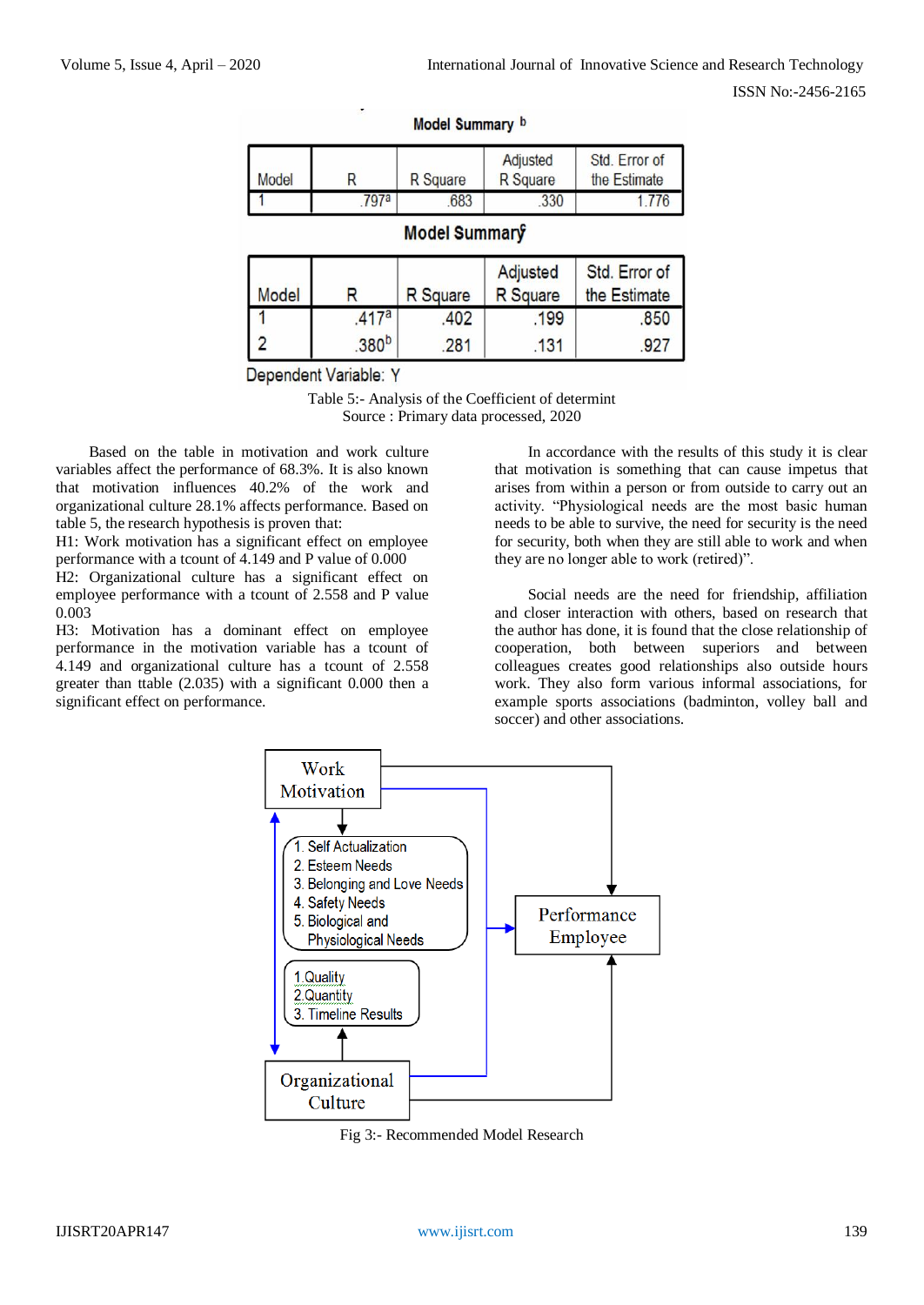**Model Summary [b]**

| Model | R | R Square | Adjusted R Square | Std. Error of the Estimate |
|---|---|---|---|---|
| 1 | .797[a] | .683 | .330 | 1.776 |

**Model Summary**

| Model | R | R Square | Adjusted R Square | Std. Error of the Estimate |
|---|---|---|---|---|
| 1 | .417[a] | .402 | .199 | .850 |
| 2 | .380[b] | .281 | .131 | .927 |

Dependent Variable: Y

Table 5:- Analysis of the Coefficient of determint
Source : Primary data processed, 2020

Based on the table in motivation and work culture variables affect the performance of 68.3%. It is also known that motivation influences 40.2% of the work and organizational culture 28.1% affects performance. Based on table 5, the research hypothesis is proven that:

H1: Work motivation has a significant effect on employee performance with a tcount of 4.149 and P value of 0.000

H2: Organizational culture has a significant effect on employee performance with a tcount of 2.558 and P value 0.003

H3: Motivation has a dominant effect on employee performance in the motivation variable has a tcount of 4.149 and organizational culture has a tcount of 2.558 greater than ttable (2.035) with a significant 0.000 then a significant effect on performance.

In accordance with the results of this study it is clear that motivation is something that can cause impetus that arises from within a person or from outside to carry out an activity. "Physiological needs are the most basic human needs to be able to survive, the need for security is the need for security, both when they are still able to work and when they are no longer able to work (retired)".

Social needs are the need for friendship, affiliation and closer interaction with others, based on research that the author has done, it is found that the close relationship of cooperation, both between superiors and between colleagues creates good relationships also outside hours work. They also form various informal associations, for example sports associations (badminton, volley ball and soccer) and other associations.

Work Motivation

1. Self Actualization
2. Esteem Needs
3. Belonging and Love Needs
4. Safety Needs
5. Biological and Physiological Needs

1.Quality
2.Quantity
3. Timeline Results

Performance Employee

Organizational Culture

Fig 3:- Recommended Model Research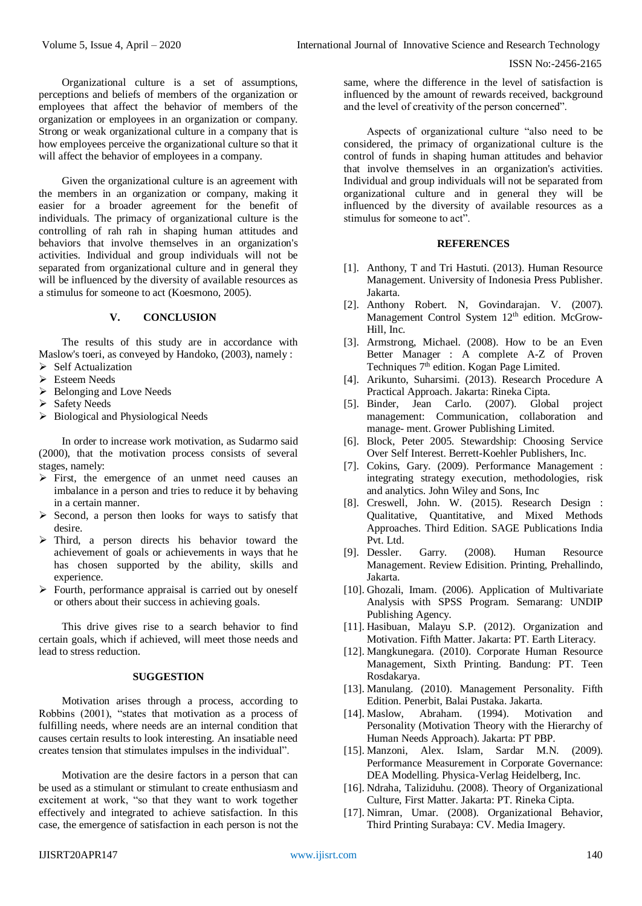Organizational culture is a set of assumptions, perceptions and beliefs of members of the organization or employees that affect the behavior of members of the organization or employees in an organization or company. Strong or weak organizational culture in a company that is how employees perceive the organizational culture so that it will affect the behavior of employees in a company.

Given the organizational culture is an agreement with the members in an organization or company, making it easier for a broader agreement for the benefit of individuals. The primacy of organizational culture is the controlling of rah rah in shaping human attitudes and behaviors that involve themselves in an organization's activities. Individual and group individuals will not be separated from organizational culture and in general they will be influenced by the diversity of available resources as a stimulus for someone to act (Koesmono, 2005).

## V. CONCLUSION

The results of this study are in accordance with Maslow's toeri, as conveyed by Handoko, (2003), namely :

- Self Actualization
- Esteem Needs
- Belonging and Love Needs
- Safety Needs
- Biological and Physiological Needs

In order to increase work motivation, as Sudarmo said (2000), that the motivation process consists of several stages, namely:

- First, the emergence of an unmet need causes an imbalance in a person and tries to reduce it by behaving in a certain manner.
- Second, a person then looks for ways to satisfy that desire.
- Third, a person directs his behavior toward the achievement of goals or achievements in ways that he has chosen supported by the ability, skills and experience.
- Fourth, performance appraisal is carried out by oneself or others about their success in achieving goals.

This drive gives rise to a search behavior to find certain goals, which if achieved, will meet those needs and lead to stress reduction.

## SUGGESTION

Motivation arises through a process, according to Robbins (2001), "states that motivation as a process of fulfilling needs, where needs are an internal condition that causes certain results to look interesting. An insatiable need creates tension that stimulates impulses in the individual".

Motivation are the desire factors in a person that can be used as a stimulant or stimulant to create enthusiasm and excitement at work, "so that they want to work together effectively and integrated to achieve satisfaction. In this case, the emergence of satisfaction in each person is not the same, where the difference in the level of satisfaction is influenced by the amount of rewards received, background and the level of creativity of the person concerned".

Aspects of organizational culture "also need to be considered, the primacy of organizational culture is the control of funds in shaping human attitudes and behavior that involve themselves in an organization's activities. Individual and group individuals will not be separated from organizational culture and in general they will be influenced by the diversity of available resources as a stimulus for someone to act".

## REFERENCES

[1]. Anthony, T and Tri Hastuti. (2013). Human Resource Management. University of Indonesia Press Publisher. Jakarta.

[2]. Anthony Robert. N, Govindarajan. V. (2007). Management Control System 12th edition. McGrow-Hill, Inc.

[3]. Armstrong, Michael. (2008). How to be an Even Better Manager : A complete A-Z of Proven Techniques 7th edition. Kogan Page Limited.

[4]. Arikunto, Suharsimi. (2013). Research Procedure A Practical Approach. Jakarta: Rineka Cipta.

[5]. Binder, Jean Carlo. (2007). Global project management: Communication, collaboration and manage- ment. Grower Publishing Limited.

[6]. Block, Peter 2005. Stewardship: Choosing Service Over Self Interest. Berrett-Koehler Publishers, Inc.

[7]. Cokins, Gary. (2009). Performance Management : integrating strategy execution, methodologies, risk and analytics. John Wiley and Sons, Inc

[8]. Creswell, John. W. (2015). Research Design : Qualitative, Quantitative, and Mixed Methods Approaches. Third Edition. SAGE Publications India Pvt. Ltd.

[9]. Dessler. Garry. (2008). Human Resource Management. Review Edisition. Printing, Prehallindo, Jakarta.

[10]. Ghozali, Imam. (2006). Application of Multivariate Analysis with SPSS Program. Semarang: UNDIP Publishing Agency.

[11]. Hasibuan, Malayu S.P. (2012). Organization and Motivation. Fifth Matter. Jakarta: PT. Earth Literacy.

[12]. Mangkunegara. (2010). Corporate Human Resource Management, Sixth Printing. Bandung: PT. Teen Rosdakarya.

[13]. Manulang. (2010). Management Personality. Fifth Edition. Penerbit, Balai Pustaka. Jakarta.

[14]. Maslow, Abraham. (1994). Motivation and Personality (Motivation Theory with the Hierarchy of Human Needs Approach). Jakarta: PT PBP.

[15]. Manzoni, Alex. Islam, Sardar M.N. (2009). Performance Measurement in Corporate Governance: DEA Modelling. Physica-Verlag Heidelberg, Inc.

[16]. Ndraha, Taliziduhu. (2008). Theory of Organizational Culture, First Matter. Jakarta: PT. Rineka Cipta.

[17]. Nimran, Umar. (2008). Organizational Behavior, Third Printing Surabaya: CV. Media Imagery.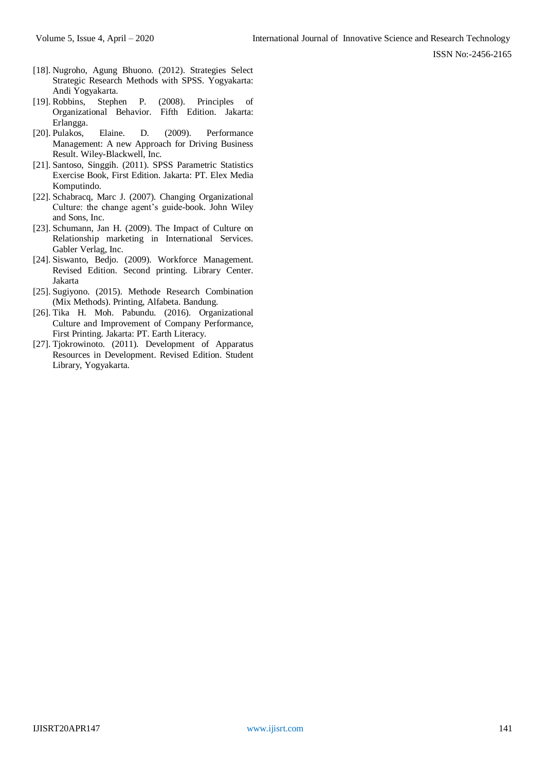[18]. Nugroho, Agung Bhuono. (2012). Strategies Select Strategic Research Methods with SPSS. Yogyakarta: Andi Yogyakarta.

[19]. Robbins, Stephen P. (2008). Principles of Organizational Behavior. Fifth Edition. Jakarta: Erlangga.

[20]. Pulakos, Elaine. D. (2009). Performance Management: A new Approach for Driving Business Result. Wiley-Blackwell, Inc.

[21]. Santoso, Singgih. (2011). SPSS Parametric Statistics Exercise Book, First Edition. Jakarta: PT. Elex Media Komputindo.

[22]. Schabracq, Marc J. (2007). Changing Organizational Culture: the change agent's guide-book. John Wiley and Sons, Inc.

[23]. Schumann, Jan H. (2009). The Impact of Culture on Relationship marketing in International Services. Gabler Verlag, Inc.

[24]. Siswanto, Bedjo. (2009). Workforce Management. Revised Edition. Second printing. Library Center. Jakarta

[25]. Sugiyono. (2015). Methode Research Combination (Mix Methods). Printing, Alfabeta. Bandung.

[26]. Tika H. Moh. Pabundu. (2016). Organizational Culture and Improvement of Company Performance, First Printing. Jakarta: PT. Earth Literacy.

[27]. Tjokrowinoto. (2011). Development of Apparatus Resources in Development. Revised Edition. Student Library, Yogyakarta.